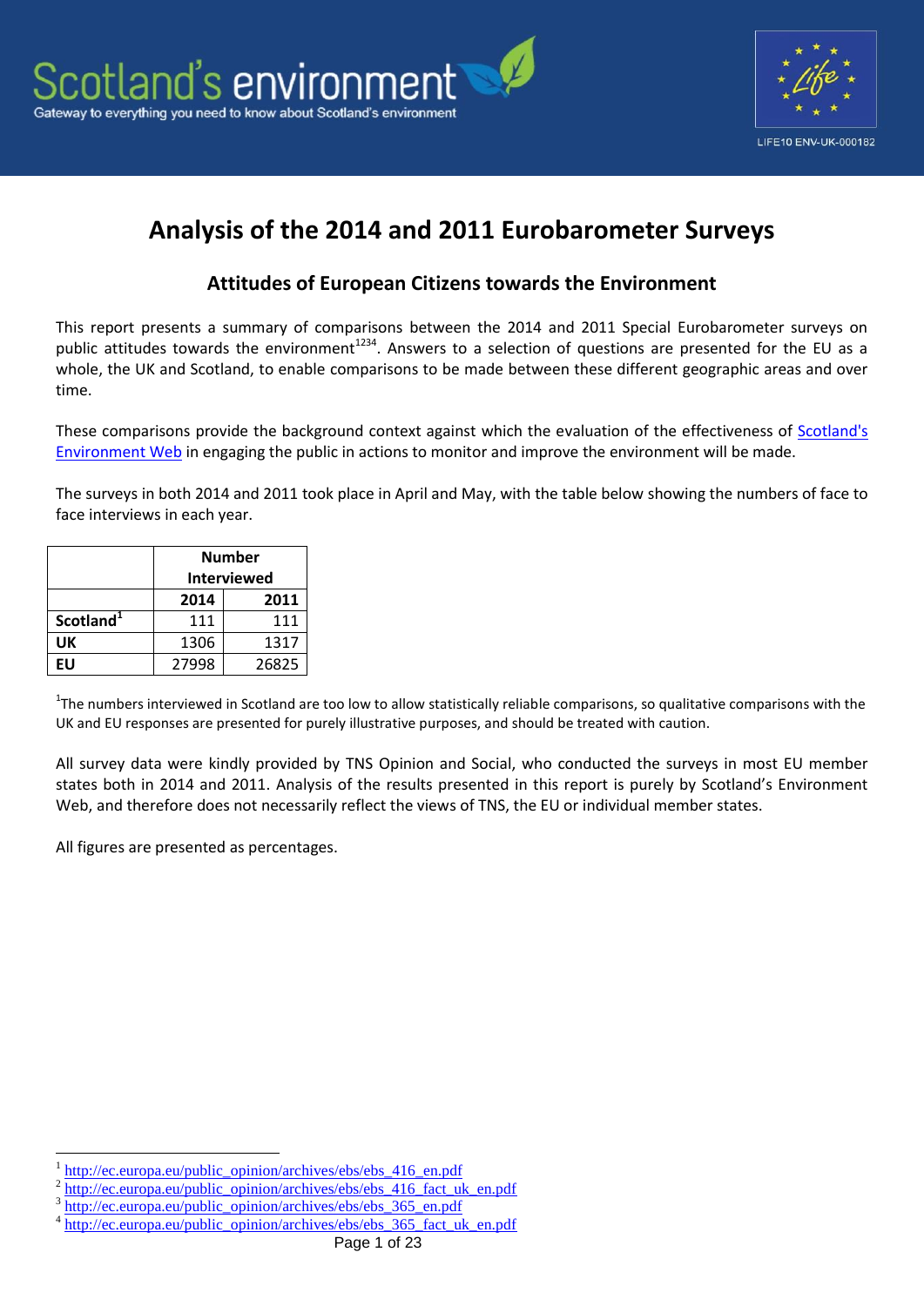# Analysis of the 2014 and 2011 Eurobarometer Surveys

## Attitudes of European Citizens towards the Environment

This report presents a summary of comparisons between the 2014 and 2011 Special Eurobarometer surveys on public attitudes towards the environment[1234]. Answers to a selection of questions are presented for the EU as a whole, the UK and Scotland, to enable comparisons to be made between these different geographic areas and over time.

These comparisons provide the background context against which the evaluation of the effectiveness of Scotland's Environment Web in engaging the public in actions to monitor and improve the environment will be made.

The surveys in both 2014 and 2011 took place in April and May, with the table below showing the numbers of face to face interviews in each year.

| | Number Interviewed | |
|---|---|---|
| | **2014** | **2011** |
| **Scotland[1]** | 111 | 111 |
| **UK** | 1306 | 1317 |
| **EU** | 27998 | 26825 |

[1]The numbers interviewed in Scotland are too low to allow statistically reliable comparisons, so qualitative comparisons with the UK and EU responses are presented for purely illustrative purposes, and should be treated with caution.

All survey data were kindly provided by TNS Opinion and Social, who conducted the surveys in most EU member states both in 2014 and 2011. Analysis of the results presented in this report is purely by Scotland's Environment Web, and therefore does not necessarily reflect the views of TNS, the EU or individual member states.

All figures are presented as percentages.

---

[1] http://ec.europa.eu/public_opinion/archives/ebs/ebs_416_en.pdf
[2] http://ec.europa.eu/public_opinion/archives/ebs/ebs_416_fact_uk_en.pdf
[3] http://ec.europa.eu/public_opinion/archives/ebs/ebs_365_en.pdf
[4] http://ec.europa.eu/public_opinion/archives/ebs/ebs_365_fact_uk_en.pdf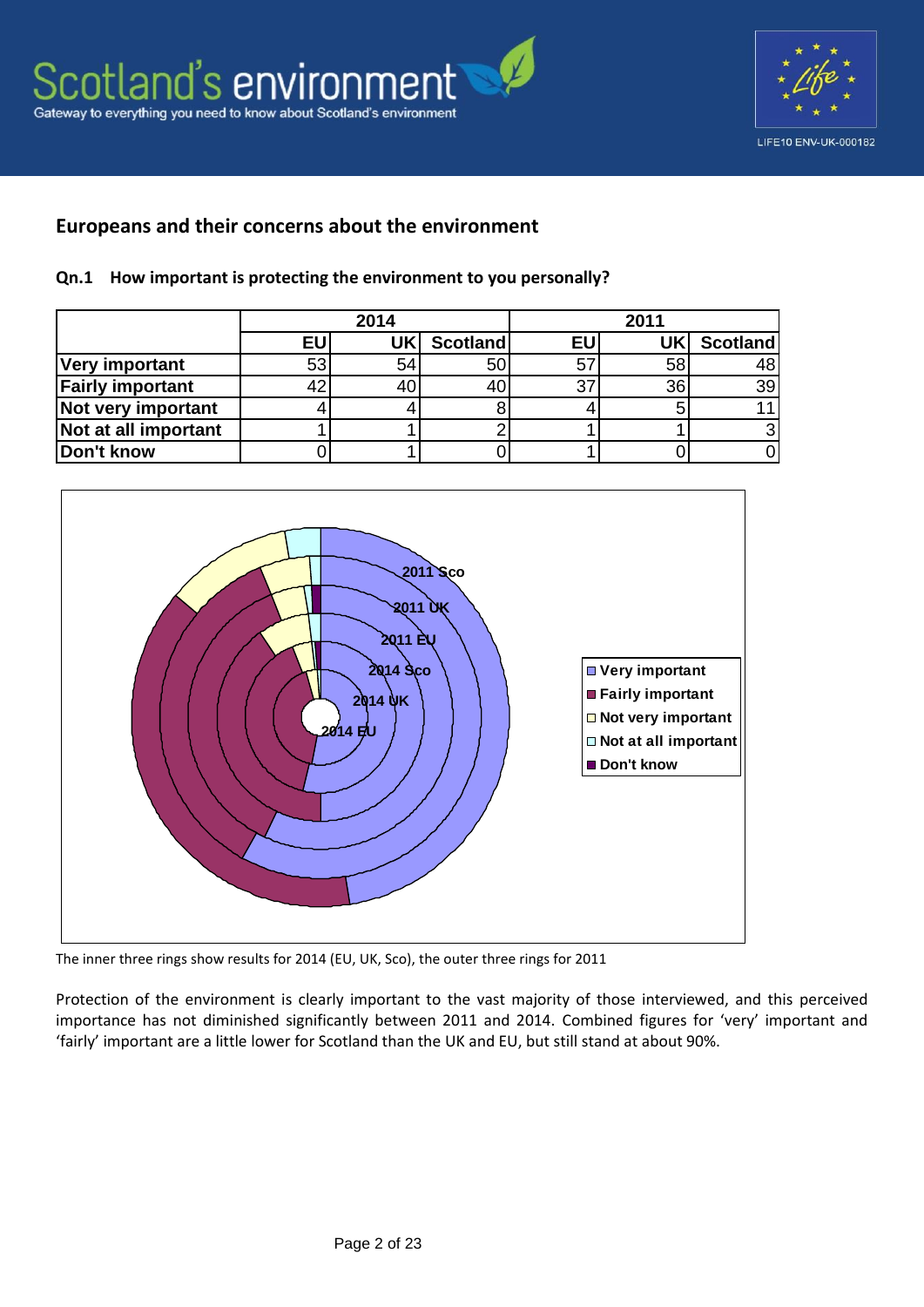## Europeans and their concerns about the environment

### Qn.1 How important is protecting the environment to you personally?

| | 2014 | | | 2011 | | |
|---|---|---|---|---|---|---|
| | EU | UK | Scotland | EU | UK | Scotland |
| **Very important** | 53 | 54 | 50 | 57 | 58 | 48 |
| **Fairly important** | 42 | 40 | 40 | 37 | 36 | 39 |
| **Not very important** | 4 | 4 | 8 | 4 | 5 | 11 |
| **Not at all important** | 1 | 1 | 2 | 1 | 1 | 3 |
| **Don't know** | 0 | 1 | 0 | 1 | 0 | 0 |

The inner three rings show results for 2014 (EU, UK, Sco), the outer three rings for 2011

Protection of the environment is clearly important to the vast majority of those interviewed, and this perceived importance has not diminished significantly between 2011 and 2014. Combined figures for 'very' important and 'fairly' important are a little lower for Scotland than the UK and EU, but still stand at about 90%.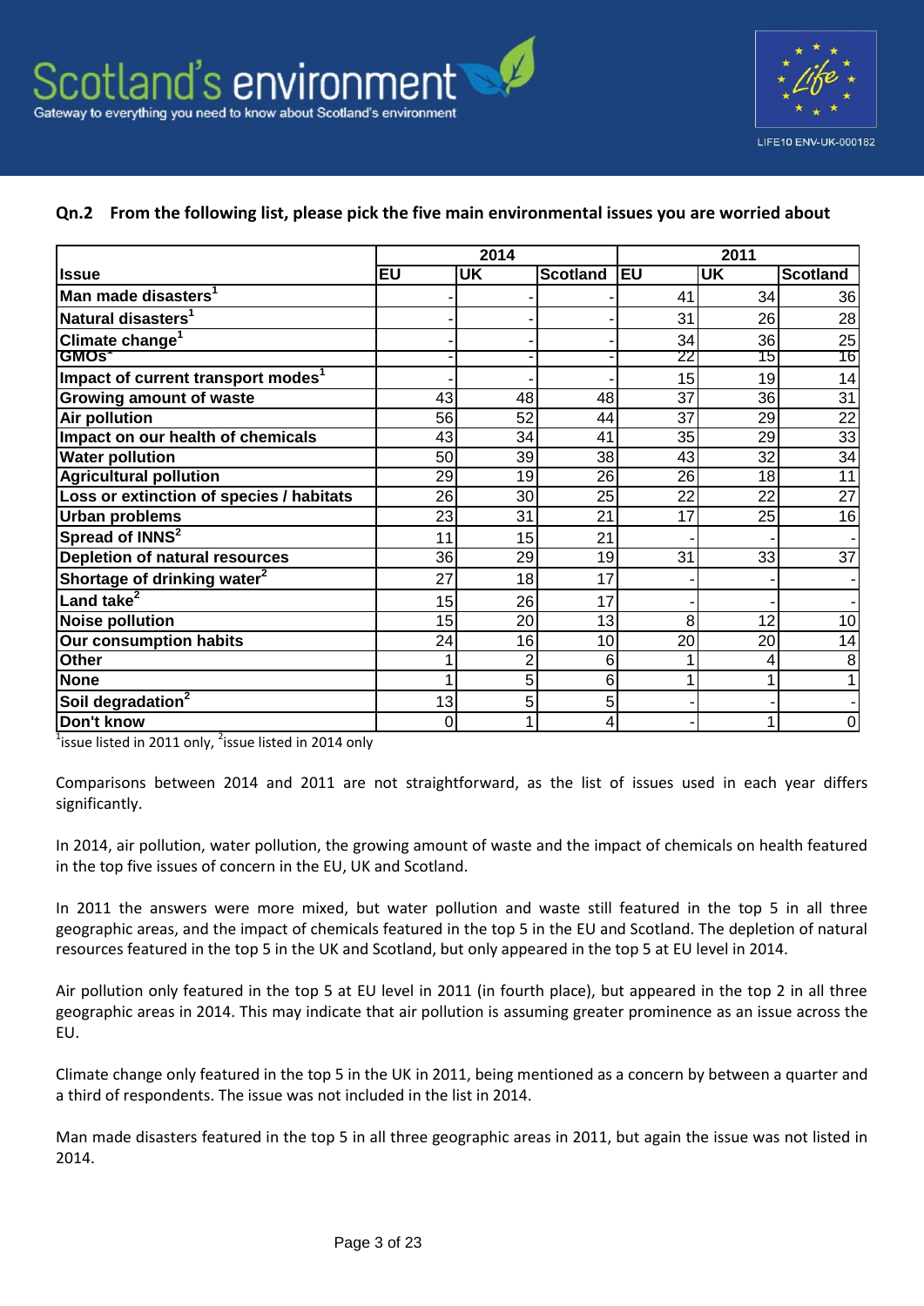### Qn.2 From the following list, please pick the five main environmental issues you are worried about

| Issue | 2014 | | | 2011 | | |
|---|---|---|---|---|---|---|
| | EU | UK | Scotland | EU | UK | Scotland |
| Man made disasters[1] | - | - | - | 41 | 34 | 36 |
| Natural disasters[1] | - | - | - | 31 | 26 | 28 |
| Climate change[1] | - | - | - | 34 | 36 | 25 |
| GMOs[1] | - | - | - | 22 | 15 | 16 |
| Impact of current transport modes[1] | - | - | - | 15 | 19 | 14 |
| Growing amount of waste | 43 | 48 | 48 | 37 | 36 | 31 |
| Air pollution | 56 | 52 | 44 | 37 | 29 | 22 |
| Impact on our health of chemicals | 43 | 34 | 41 | 35 | 29 | 33 |
| Water pollution | 50 | 39 | 38 | 43 | 32 | 34 |
| Agricultural pollution | 29 | 19 | 26 | 26 | 18 | 11 |
| Loss or extinction of species / habitats | 26 | 30 | 25 | 22 | 22 | 27 |
| Urban problems | 23 | 31 | 21 | 17 | 25 | 16 |
| Spread of INNS[2] | 11 | 15 | 21 | - | - | - |
| Depletion of natural resources | 36 | 29 | 19 | 31 | 33 | 37 |
| Shortage of drinking water[2] | 27 | 18 | 17 | - | - | - |
| Land take[2] | 15 | 26 | 17 | - | - | - |
| Noise pollution | 15 | 20 | 13 | 8 | 12 | 10 |
| Our consumption habits | 24 | 16 | 10 | 20 | 20 | 14 |
| Other | 1 | 2 | 6 | 1 | 4 | 8 |
| None | 1 | 5 | 6 | 1 | 1 | 1 |
| Soil degradation[2] | 13 | 5 | 5 | - | - | - |
| Don't know | 0 | 1 | 4 | - | 1 | 0 |

[1]issue listed in 2011 only, [2]issue listed in 2014 only

Comparisons between 2014 and 2011 are not straightforward, as the list of issues used in each year differs significantly.

In 2014, air pollution, water pollution, the growing amount of waste and the impact of chemicals on health featured in the top five issues of concern in the EU, UK and Scotland.

In 2011 the answers were more mixed, but water pollution and waste still featured in the top 5 in all three geographic areas, and the impact of chemicals featured in the top 5 in the EU and Scotland. The depletion of natural resources featured in the top 5 in the UK and Scotland, but only appeared in the top 5 at EU level in 2014.

Air pollution only featured in the top 5 at EU level in 2011 (in fourth place), but appeared in the top 2 in all three geographic areas in 2014. This may indicate that air pollution is assuming greater prominence as an issue across the EU.

Climate change only featured in the top 5 in the UK in 2011, being mentioned as a concern by between a quarter and a third of respondents. The issue was not included in the list in 2014.

Man made disasters featured in the top 5 in all three geographic areas in 2011, but again the issue was not listed in 2014.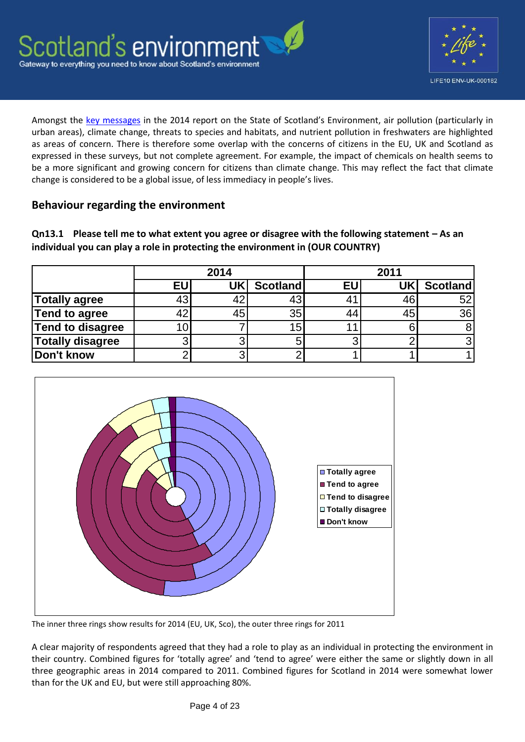Amongst the key messages in the 2014 report on the State of Scotland's Environment, air pollution (particularly in urban areas), climate change, threats to species and habitats, and nutrient pollution in freshwaters are highlighted as areas of concern. There is therefore some overlap with the concerns of citizens in the EU, UK and Scotland as expressed in these surveys, but not complete agreement. For example, the impact of chemicals on health seems to be a more significant and growing concern for citizens than climate change. This may reflect the fact that climate change is considered to be a global issue, of less immediacy in people's lives.

## Behaviour regarding the environment

**Qn13.1 Please tell me to what extent you agree or disagree with the following statement – As an individual you can play a role in protecting the environment in (OUR COUNTRY)**

| | 2014 | | | 2011 | | |
|---|---|---|---|---|---|---|
| | EU | UK | Scotland | EU | UK | Scotland |
| Totally agree | 43 | 42 | 43 | 41 | 46 | 52 |
| Tend to agree | 42 | 45 | 35 | 44 | 45 | 36 |
| Tend to disagree | 10 | 7 | 15 | 11 | 6 | 8 |
| Totally disagree | 3 | 3 | 5 | 3 | 2 | 3 |
| Don't know | 2 | 3 | 2 | 1 | 1 | 1 |

The inner three rings show results for 2014 (EU, UK, Sco), the outer three rings for 2011

A clear majority of respondents agreed that they had a role to play as an individual in protecting the environment in their country. Combined figures for 'totally agree' and 'tend to agree' were either the same or slightly down in all three geographic areas in 2014 compared to 2011. Combined figures for Scotland in 2014 were somewhat lower than for the UK and EU, but were still approaching 80%.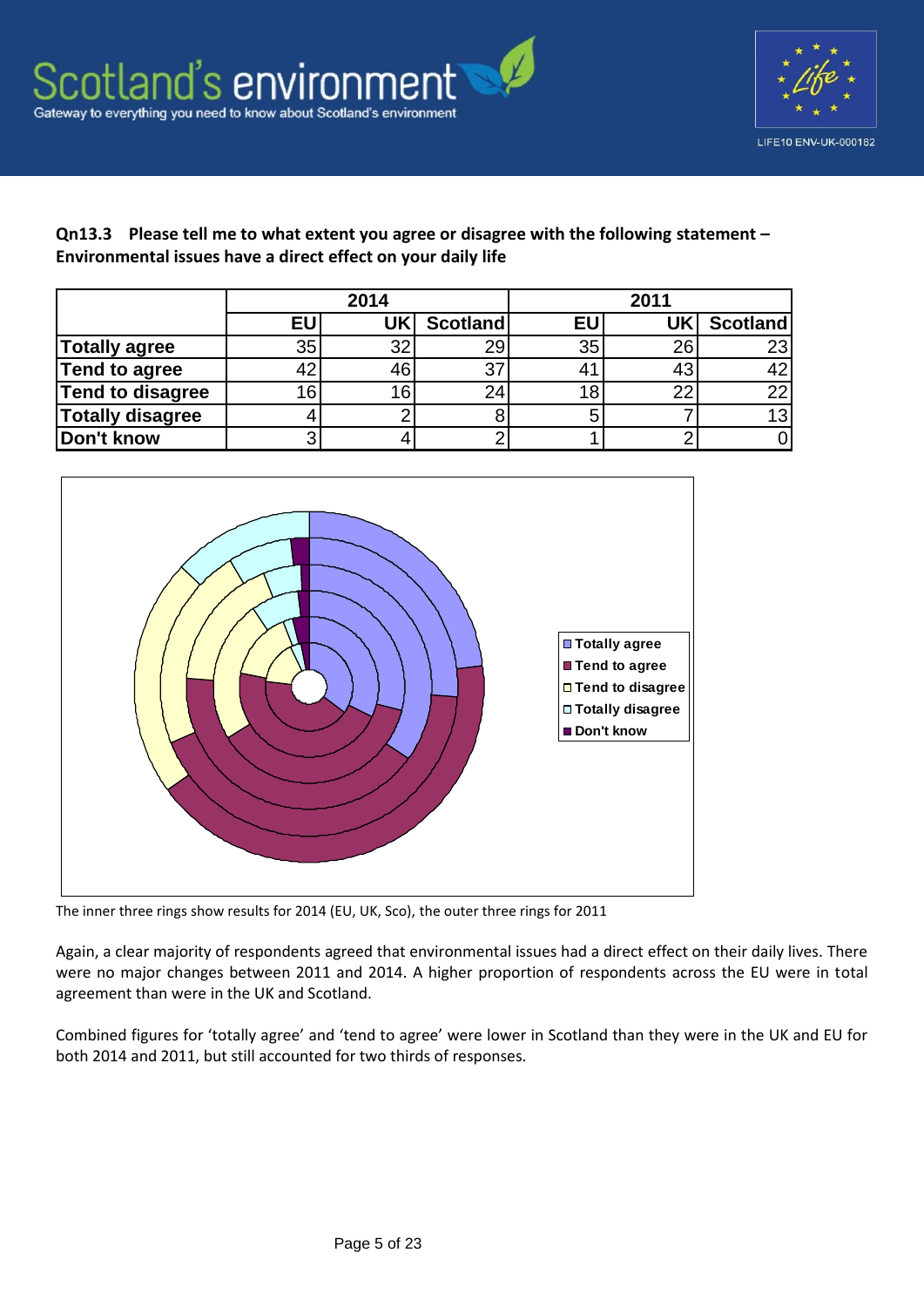**Qn13.3 Please tell me to what extent you agree or disagree with the following statement – Environmental issues have a direct effect on your daily life**

| | 2014 | | | 2011 | | |
|---|---|---|---|---|---|---|
| | EU | UK | Scotland | EU | UK | Scotland |
| **Totally agree** | 35 | 32 | 29 | 35 | 26 | 23 |
| **Tend to agree** | 42 | 46 | 37 | 41 | 43 | 42 |
| **Tend to disagree** | 16 | 16 | 24 | 18 | 22 | 22 |
| **Totally disagree** | 4 | 2 | 8 | 5 | 7 | 13 |
| **Don't know** | 3 | 4 | 2 | 1 | 2 | 0 |

The inner three rings show results for 2014 (EU, UK, Sco), the outer three rings for 2011

Again, a clear majority of respondents agreed that environmental issues had a direct effect on their daily lives. There were no major changes between 2011 and 2014. A higher proportion of respondents across the EU were in total agreement than were in the UK and Scotland.

Combined figures for 'totally agree' and 'tend to agree' were lower in Scotland than they were in the UK and EU for both 2014 and 2011, but still accounted for two thirds of responses.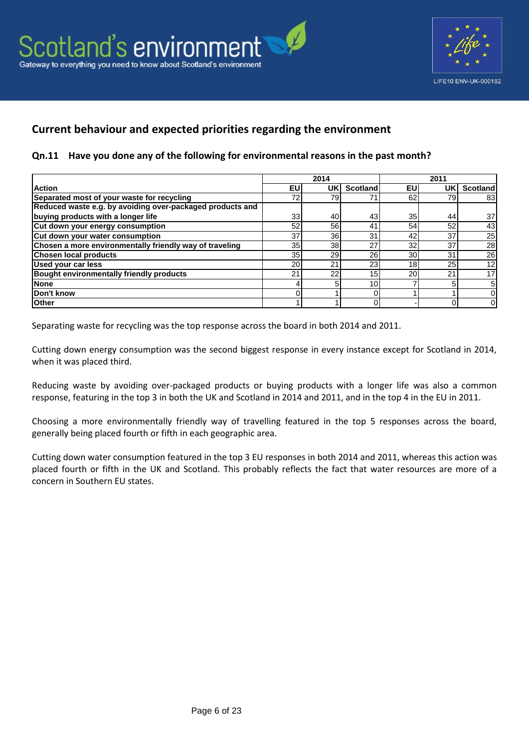## Current behaviour and expected priorities regarding the environment

### Qn.11 Have you done any of the following for environmental reasons in the past month?

| Action | 2014 | | | 2011 | | |
|---|---|---|---|---|---|---|
| | EU | UK | Scotland | EU | UK | Scotland |
| Separated most of your waste for recycling | 72 | 79 | 71 | 62 | 79 | 83 |
| Reduced waste e.g. by avoiding over-packaged products and buying products with a longer life | 33 | 40 | 43 | 35 | 44 | 37 |
| Cut down your energy consumption | 52 | 56 | 41 | 54 | 52 | 43 |
| Cut down your water consumption | 37 | 36 | 31 | 42 | 37 | 25 |
| Chosen a more environmentally friendly way of traveling | 35 | 38 | 27 | 32 | 37 | 28 |
| Chosen local products | 35 | 29 | 26 | 30 | 31 | 26 |
| Used your car less | 20 | 21 | 23 | 18 | 25 | 12 |
| Bought environmentally friendly products | 21 | 22 | 15 | 20 | 21 | 17 |
| None | 4 | 5 | 10 | 7 | 5 | 5 |
| Don't know | 0 | 1 | 0 | 1 | 1 | 0 |
| Other | 1 | 1 | 0 | - | 0 | 0 |

Separating waste for recycling was the top response across the board in both 2014 and 2011.

Cutting down energy consumption was the second biggest response in every instance except for Scotland in 2014, when it was placed third.

Reducing waste by avoiding over-packaged products or buying products with a longer life was also a common response, featuring in the top 3 in both the UK and Scotland in 2014 and 2011, and in the top 4 in the EU in 2011.

Choosing a more environmentally friendly way of travelling featured in the top 5 responses across the board, generally being placed fourth or fifth in each geographic area.

Cutting down water consumption featured in the top 3 EU responses in both 2014 and 2011, whereas this action was placed fourth or fifth in the UK and Scotland. This probably reflects the fact that water resources are more of a concern in Southern EU states.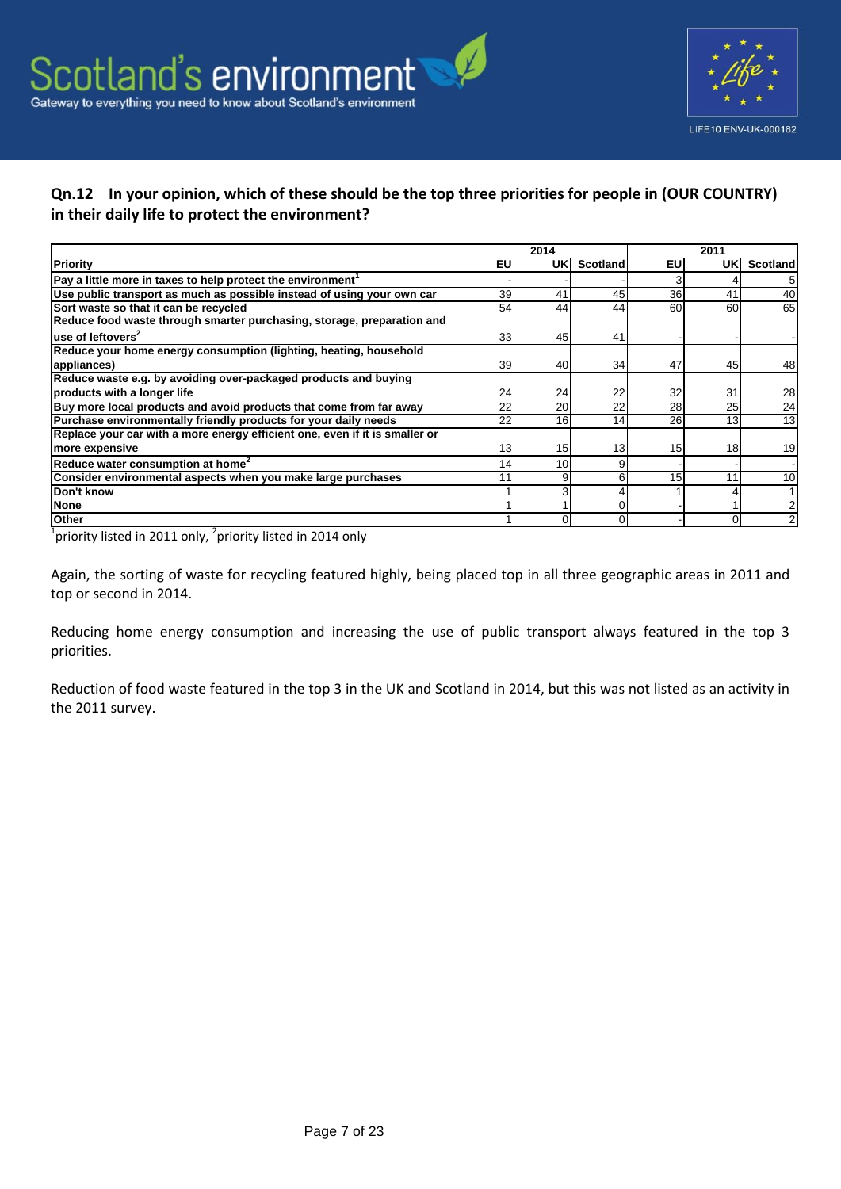**Qn.12 In your opinion, which of these should be the top three priorities for people in (OUR COUNTRY) in their daily life to protect the environment?**

| | 2014 | | | 2011 | | |
|---|---|---|---|---|---|---|
| Priority | EU | UK | Scotland | EU | UK | Scotland |
| Pay a little more in taxes to help protect the environment[1] | - | - | - | 3 | 4 | 5 |
| Use public transport as much as possible instead of using your own car | 39 | 41 | 45 | 36 | 41 | 40 |
| Sort waste so that it can be recycled | 54 | 44 | 44 | 60 | 60 | 65 |
| Reduce food waste through smarter purchasing, storage, preparation and use of leftovers[2] | 33 | 45 | 41 | - | - | - |
| Reduce your home energy consumption (lighting, heating, household appliances) | 39 | 40 | 34 | 47 | 45 | 48 |
| Reduce waste e.g. by avoiding over-packaged products and buying products with a longer life | 24 | 24 | 22 | 32 | 31 | 28 |
| Buy more local products and avoid products that come from far away | 22 | 20 | 22 | 28 | 25 | 24 |
| Purchase environmentally friendly products for your daily needs | 22 | 16 | 14 | 26 | 13 | 13 |
| Replace your car with a more energy efficient one, even if it is smaller or more expensive | 13 | 15 | 13 | 15 | 18 | 19 |
| Reduce water consumption at home[2] | 14 | 10 | 9 | - | - | - |
| Consider environmental aspects when you make large purchases | 11 | 9 | 6 | 15 | 11 | 10 |
| Don't know | 1 | 3 | 4 | 1 | 4 | 1 |
| None | 1 | 1 | 0 | - | 1 | 2 |
| Other | 1 | 0 | 0 | - | 0 | 2 |

[1]priority listed in 2011 only, [2]priority listed in 2014 only

Again, the sorting of waste for recycling featured highly, being placed top in all three geographic areas in 2011 and top or second in 2014.

Reducing home energy consumption and increasing the use of public transport always featured in the top 3 priorities.

Reduction of food waste featured in the top 3 in the UK and Scotland in 2014, but this was not listed as an activity in the 2011 survey.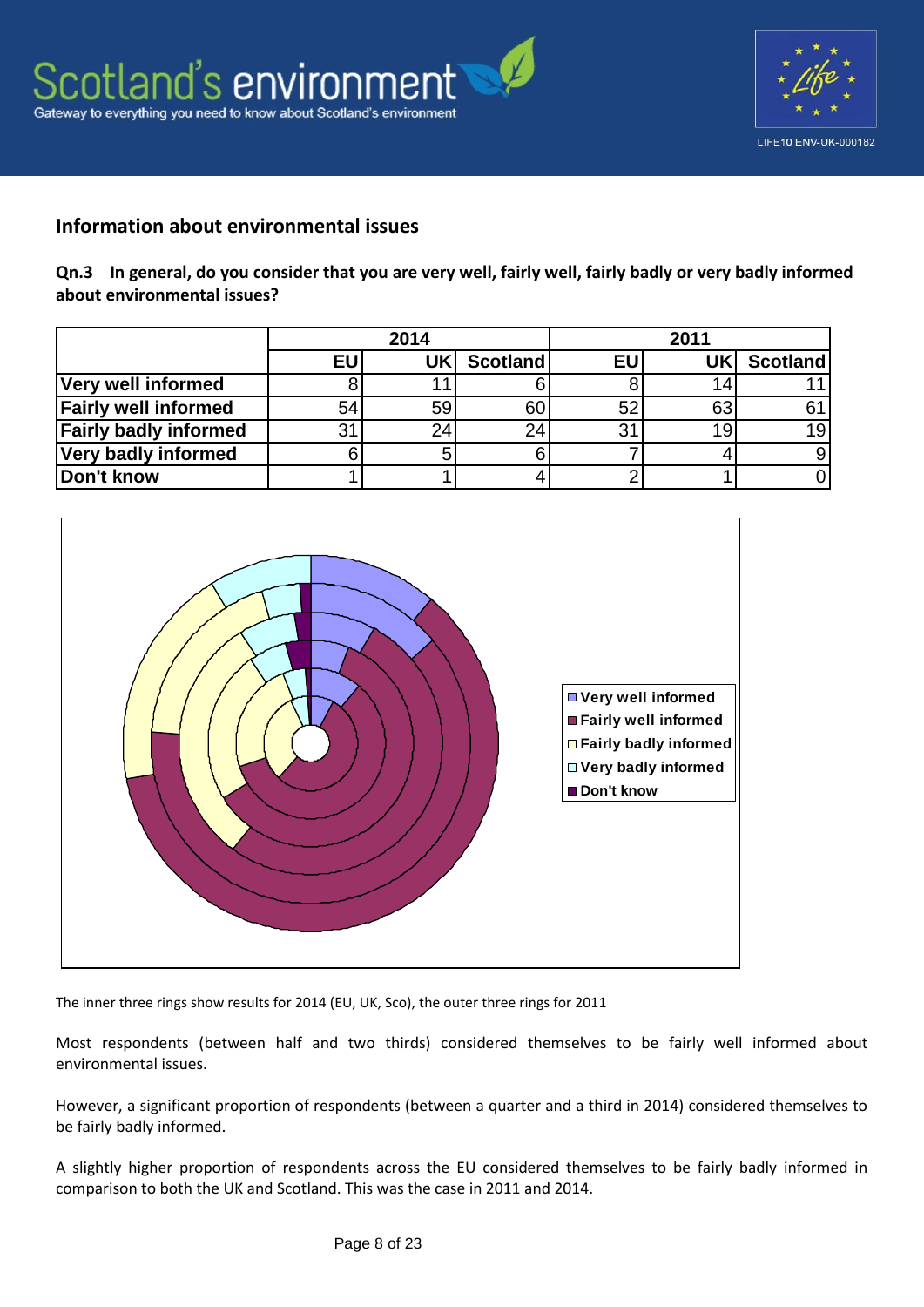## Information about environmental issues

**Qn.3 In general, do you consider that you are very well, fairly well, fairly badly or very badly informed about environmental issues?**

| | 2014 | | | 2011 | | |
|---|---|---|---|---|---|---|
| | EU | UK | Scotland | EU | UK | Scotland |
| **Very well informed** | 8 | 11 | 6 | 8 | 14 | 11 |
| **Fairly well informed** | 54 | 59 | 60 | 52 | 63 | 61 |
| **Fairly badly informed** | 31 | 24 | 24 | 31 | 19 | 19 |
| **Very badly informed** | 6 | 5 | 6 | 7 | 4 | 9 |
| **Don't know** | 1 | 1 | 4 | 2 | 1 | 0 |

The inner three rings show results for 2014 (EU, UK, Sco), the outer three rings for 2011

Most respondents (between half and two thirds) considered themselves to be fairly well informed about environmental issues.

However, a significant proportion of respondents (between a quarter and a third in 2014) considered themselves to be fairly badly informed.

A slightly higher proportion of respondents across the EU considered themselves to be fairly badly informed in comparison to both the UK and Scotland. This was the case in 2011 and 2014.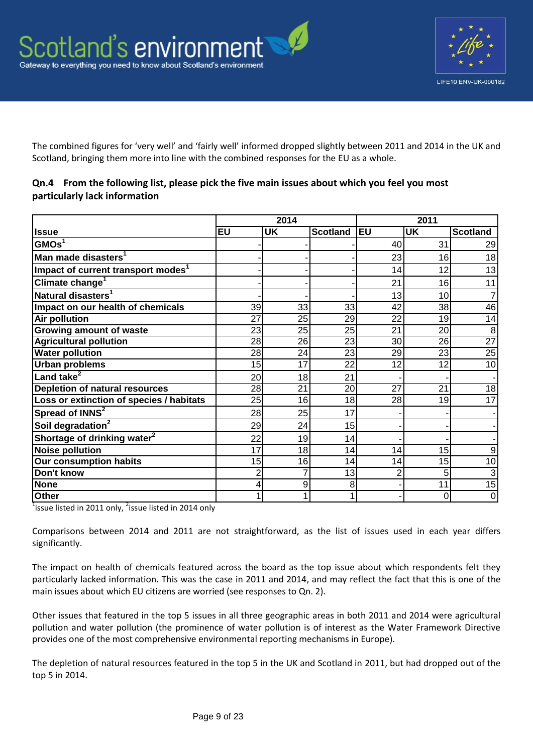The combined figures for 'very well' and 'fairly well' informed dropped slightly between 2011 and 2014 in the UK and Scotland, bringing them more into line with the combined responses for the EU as a whole.

### Qn.4 From the following list, please pick the five main issues about which you feel you most particularly lack information

| | 2014 | | | 2011 | | |
|---|---|---|---|---|---|---|
| **Issue** | **EU** | **UK** | **Scotland** | **EU** | **UK** | **Scotland** |
| **GMOs**[1] | - | - | - | 40 | 31 | 29 |
| **Man made disasters**[1] | - | - | - | 23 | 16 | 18 |
| **Impact of current transport modes**[1] | - | - | - | 14 | 12 | 13 |
| **Climate change**[1] | - | - | - | 21 | 16 | 11 |
| **Natural disasters**[1] | - | - | - | 13 | 10 | 7 |
| **Impact on our health of chemicals** | 39 | 33 | 33 | 42 | 38 | 46 |
| **Air pollution** | 27 | 25 | 29 | 22 | 19 | 14 |
| **Growing amount of waste** | 23 | 25 | 25 | 21 | 20 | 8 |
| **Agricultural pollution** | 28 | 26 | 23 | 30 | 26 | 27 |
| **Water pollution** | 28 | 24 | 23 | 29 | 23 | 25 |
| **Urban problems** | 15 | 17 | 22 | 12 | 12 | 10 |
| **Land take**[2] | 20 | 18 | 21 | - | - | - |
| **Depletion of natural resources** | 28 | 21 | 20 | 27 | 21 | 18 |
| **Loss or extinction of species / habitats** | 25 | 16 | 18 | 28 | 19 | 17 |
| **Spread of INNS**[2] | 28 | 25 | 17 | - | - | - |
| **Soil degradation**[2] | 29 | 24 | 15 | - | - | - |
| **Shortage of drinking water**[2] | 22 | 19 | 14 | - | - | - |
| **Noise pollution** | 17 | 18 | 14 | 14 | 15 | 9 |
| **Our consumption habits** | 15 | 16 | 14 | 14 | 15 | 10 |
| **Don't know** | 2 | 7 | 13 | 2 | 5 | 3 |
| **None** | 4 | 9 | 8 | - | 11 | 15 |
| **Other** | 1 | 1 | 1 | - | 0 | 0 |

[1]issue listed in 2011 only, [2]issue listed in 2014 only

Comparisons between 2014 and 2011 are not straightforward, as the list of issues used in each year differs significantly.

The impact on health of chemicals featured across the board as the top issue about which respondents felt they particularly lacked information. This was the case in 2011 and 2014, and may reflect the fact that this is one of the main issues about which EU citizens are worried (see responses to Qn. 2).

Other issues that featured in the top 5 issues in all three geographic areas in both 2011 and 2014 were agricultural pollution and water pollution (the prominence of water pollution is of interest as the Water Framework Directive provides one of the most comprehensive environmental reporting mechanisms in Europe).

The depletion of natural resources featured in the top 5 in the UK and Scotland in 2011, but had dropped out of the top 5 in 2014.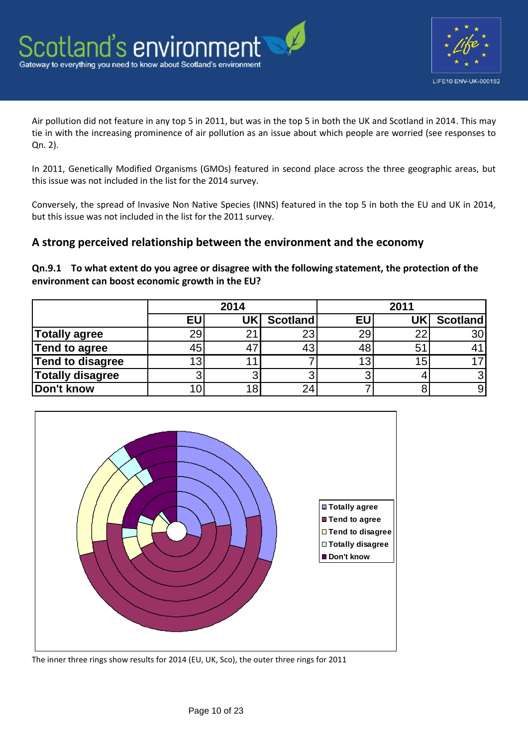Air pollution did not feature in any top 5 in 2011, but was in the top 5 in both the UK and Scotland in 2014. This may tie in with the increasing prominence of air pollution as an issue about which people are worried (see responses to Qn. 2).

In 2011, Genetically Modified Organisms (GMOs) featured in second place across the three geographic areas, but this issue was not included in the list for the 2014 survey.

Conversely, the spread of Invasive Non Native Species (INNS) featured in the top 5 in both the EU and UK in 2014, but this issue was not included in the list for the 2011 survey.

## A strong perceived relationship between the environment and the economy

**Qn.9.1 To what extent do you agree or disagree with the following statement, the protection of the environment can boost economic growth in the EU?**

| | 2014 | | | 2011 | | |
|---|---|---|---|---|---|---|
| | EU | UK | Scotland | EU | UK | Scotland |
| **Totally agree** | 29 | 21 | 23 | 29 | 22 | 30 |
| **Tend to agree** | 45 | 47 | 43 | 48 | 51 | 41 |
| **Tend to disagree** | 13 | 11 | 7 | 13 | 15 | 17 |
| **Totally disagree** | 3 | 3 | 3 | 3 | 4 | 3 |
| **Don't know** | 10 | 18 | 24 | 7 | 8 | 9 |

The inner three rings show results for 2014 (EU, UK, Sco), the outer three rings for 2011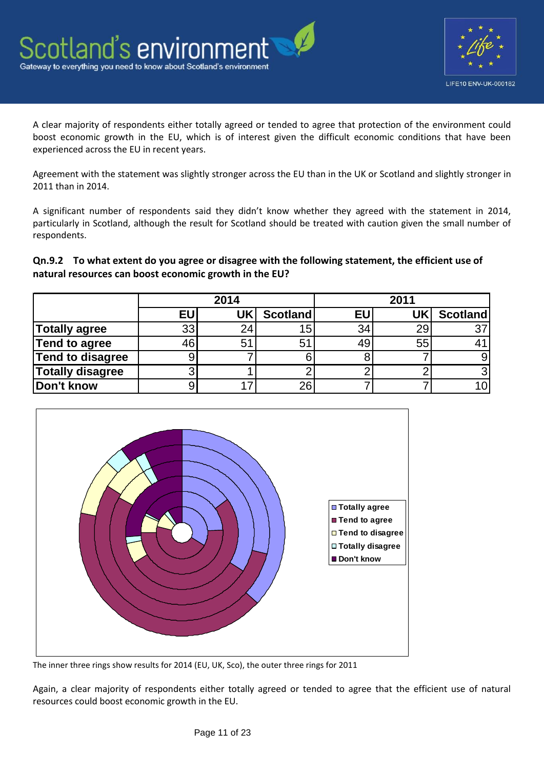A clear majority of respondents either totally agreed or tended to agree that protection of the environment could boost economic growth in the EU, which is of interest given the difficult economic conditions that have been experienced across the EU in recent years.

Agreement with the statement was slightly stronger across the EU than in the UK or Scotland and slightly stronger in 2011 than in 2014.

A significant number of respondents said they didn't know whether they agreed with the statement in 2014, particularly in Scotland, although the result for Scotland should be treated with caution given the small number of respondents.

**Qn.9.2 To what extent do you agree or disagree with the following statement, the efficient use of natural resources can boost economic growth in the EU?**

| | 2014 | | | 2011 | | |
|---|---|---|---|---|---|---|
| | EU | UK | Scotland | EU | UK | Scotland |
| **Totally agree** | 33 | 24 | 15 | 34 | 29 | 37 |
| **Tend to agree** | 46 | 51 | 51 | 49 | 55 | 41 |
| **Tend to disagree** | 9 | 7 | 6 | 8 | 7 | 9 |
| **Totally disagree** | 3 | 1 | 2 | 2 | 2 | 3 |
| **Don't know** | 9 | 17 | 26 | 7 | 7 | 10 |

The inner three rings show results for 2014 (EU, UK, Sco), the outer three rings for 2011

Again, a clear majority of respondents either totally agreed or tended to agree that the efficient use of natural resources could boost economic growth in the EU.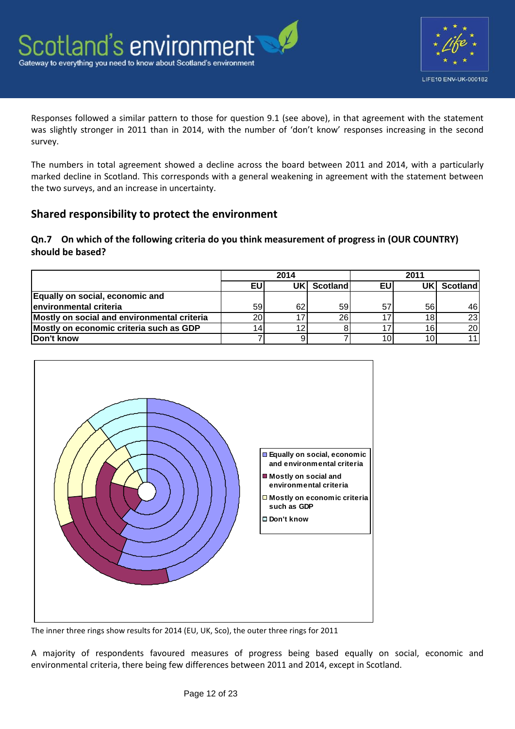Responses followed a similar pattern to those for question 9.1 (see above), in that agreement with the statement was slightly stronger in 2011 than in 2014, with the number of 'don't know' responses increasing in the second survey.

The numbers in total agreement showed a decline across the board between 2011 and 2014, with a particularly marked decline in Scotland. This corresponds with a general weakening in agreement with the statement between the two surveys, and an increase in uncertainty.

## Shared responsibility to protect the environment

### Qn.7 On which of the following criteria do you think measurement of progress in (OUR COUNTRY) should be based?

| | 2014 | | | 2011 | | |
|---|---|---|---|---|---|---|
| | EU | UK | Scotland | EU | UK | Scotland |
| Equally on social, economic and environmental criteria | 59 | 62 | 59 | 57 | 56 | 46 |
| Mostly on social and environmental criteria | 20 | 17 | 26 | 17 | 18 | 23 |
| Mostly on economic criteria such as GDP | 14 | 12 | 8 | 17 | 16 | 20 |
| Don't know | 7 | 9 | 7 | 10 | 10 | 11 |

The inner three rings show results for 2014 (EU, UK, Sco), the outer three rings for 2011

A majority of respondents favoured measures of progress being based equally on social, economic and environmental criteria, there being few differences between 2011 and 2014, except in Scotland.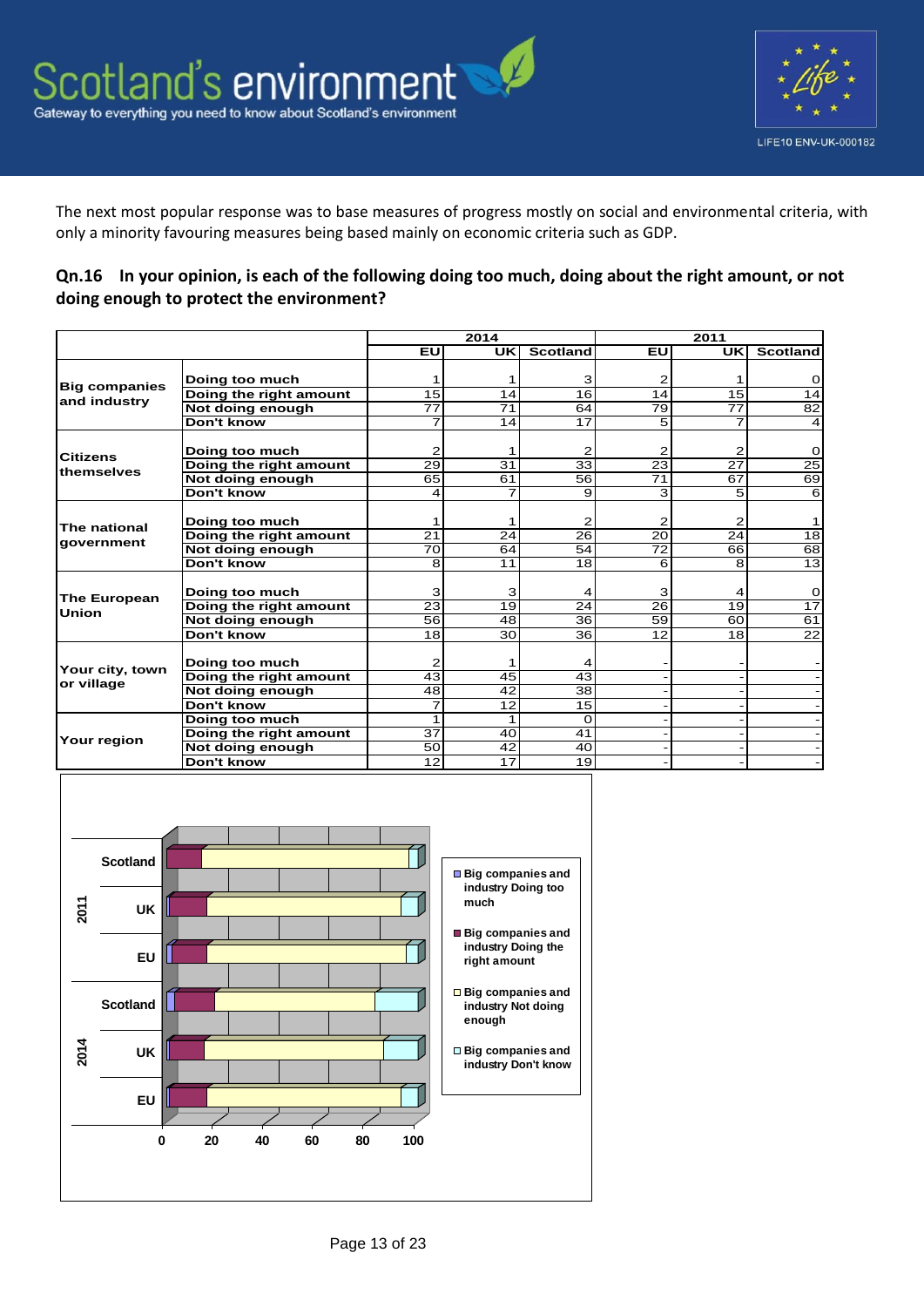The next most popular response was to base measures of progress mostly on social and environmental criteria, with only a minority favouring measures being based mainly on economic criteria such as GDP.

### Qn.16 In your opinion, is each of the following doing too much, doing about the right amount, or not doing enough to protect the environment?

| | | 2014 | | | 2011 | | |
|---|---|---|---|---|---|---|---|
| | | EU | UK | Scotland | EU | UK | Scotland |
| Big companies and industry | Doing too much | 1 | 1 | 3 | 2 | 1 | 0 |
| | Doing the right amount | 15 | 14 | 16 | 14 | 15 | 14 |
| | Not doing enough | 77 | 71 | 64 | 79 | 77 | 82 |
| | Don't know | 7 | 14 | 17 | 5 | 7 | 4 |
| Citizens themselves | Doing too much | 2 | 1 | 2 | 2 | 2 | 0 |
| | Doing the right amount | 29 | 31 | 33 | 23 | 27 | 25 |
| | Not doing enough | 65 | 61 | 56 | 71 | 67 | 69 |
| | Don't know | 4 | 7 | 9 | 3 | 5 | 6 |
| The national government | Doing too much | 1 | 1 | 2 | 2 | 2 | 1 |
| | Doing the right amount | 21 | 24 | 26 | 20 | 24 | 18 |
| | Not doing enough | 70 | 64 | 54 | 72 | 66 | 68 |
| | Don't know | 8 | 11 | 18 | 6 | 8 | 13 |
| The European Union | Doing too much | 3 | 3 | 4 | 3 | 4 | 0 |
| | Doing the right amount | 23 | 19 | 24 | 26 | 19 | 17 |
| | Not doing enough | 56 | 48 | 36 | 59 | 60 | 61 |
| | Don't know | 18 | 30 | 36 | 12 | 18 | 22 |
| Your city, town or village | Doing too much | 2 | 1 | 4 | - | - | - |
| | Doing the right amount | 43 | 45 | 43 | - | - | - |
| | Not doing enough | 48 | 42 | 38 | - | - | - |
| | Don't know | 7 | 12 | 15 | - | - | - |
| Your region | Doing too much | 1 | 1 | 0 | - | - | - |
| | Doing the right amount | 37 | 40 | 41 | - | - | - |
| | Not doing enough | 50 | 42 | 40 | - | - | - |
| | Don't know | 12 | 17 | 19 | - | - | - |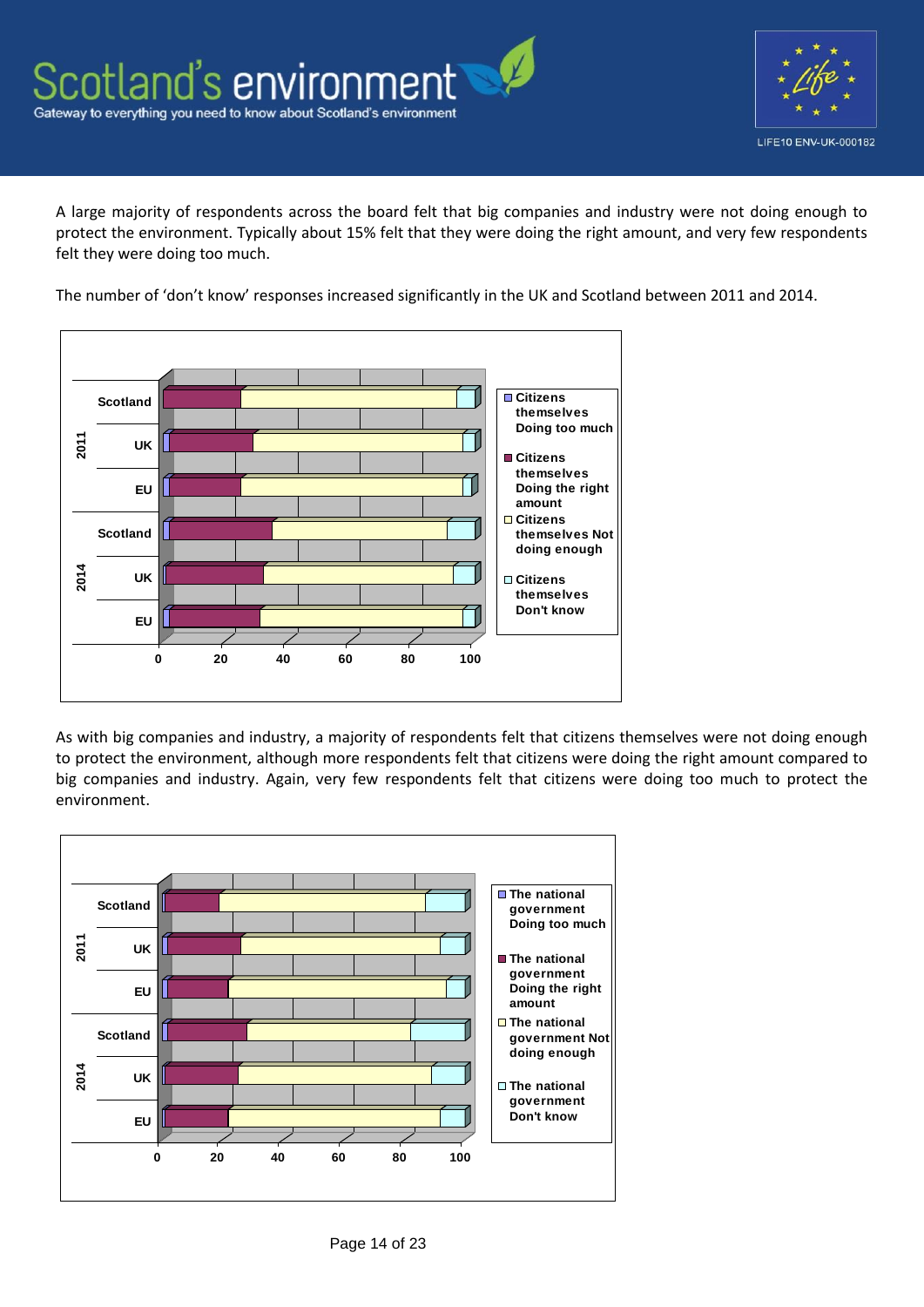A large majority of respondents across the board felt that big companies and industry were not doing enough to protect the environment. Typically about 15% felt that they were doing the right amount, and very few respondents felt they were doing too much.

The number of 'don't know' responses increased significantly in the UK and Scotland between 2011 and 2014.

As with big companies and industry, a majority of respondents felt that citizens themselves were not doing enough to protect the environment, although more respondents felt that citizens were doing the right amount compared to big companies and industry. Again, very few respondents felt that citizens were doing too much to protect the environment.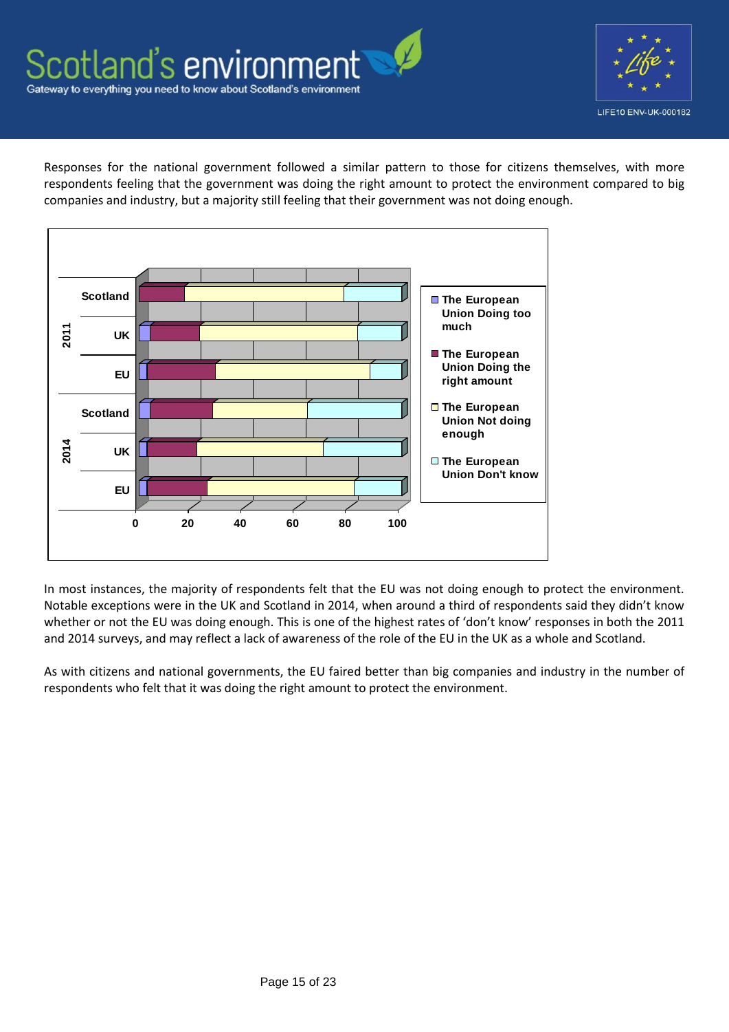Responses for the national government followed a similar pattern to those for citizens themselves, with more respondents feeling that the government was doing the right amount to protect the environment compared to big companies and industry, but a majority still feeling that their government was not doing enough.

In most instances, the majority of respondents felt that the EU was not doing enough to protect the environment. Notable exceptions were in the UK and Scotland in 2014, when around a third of respondents said they didn't know whether or not the EU was doing enough. This is one of the highest rates of 'don't know' responses in both the 2011 and 2014 surveys, and may reflect a lack of awareness of the role of the EU in the UK as a whole and Scotland.

As with citizens and national governments, the EU faired better than big companies and industry in the number of respondents who felt that it was doing the right amount to protect the environment.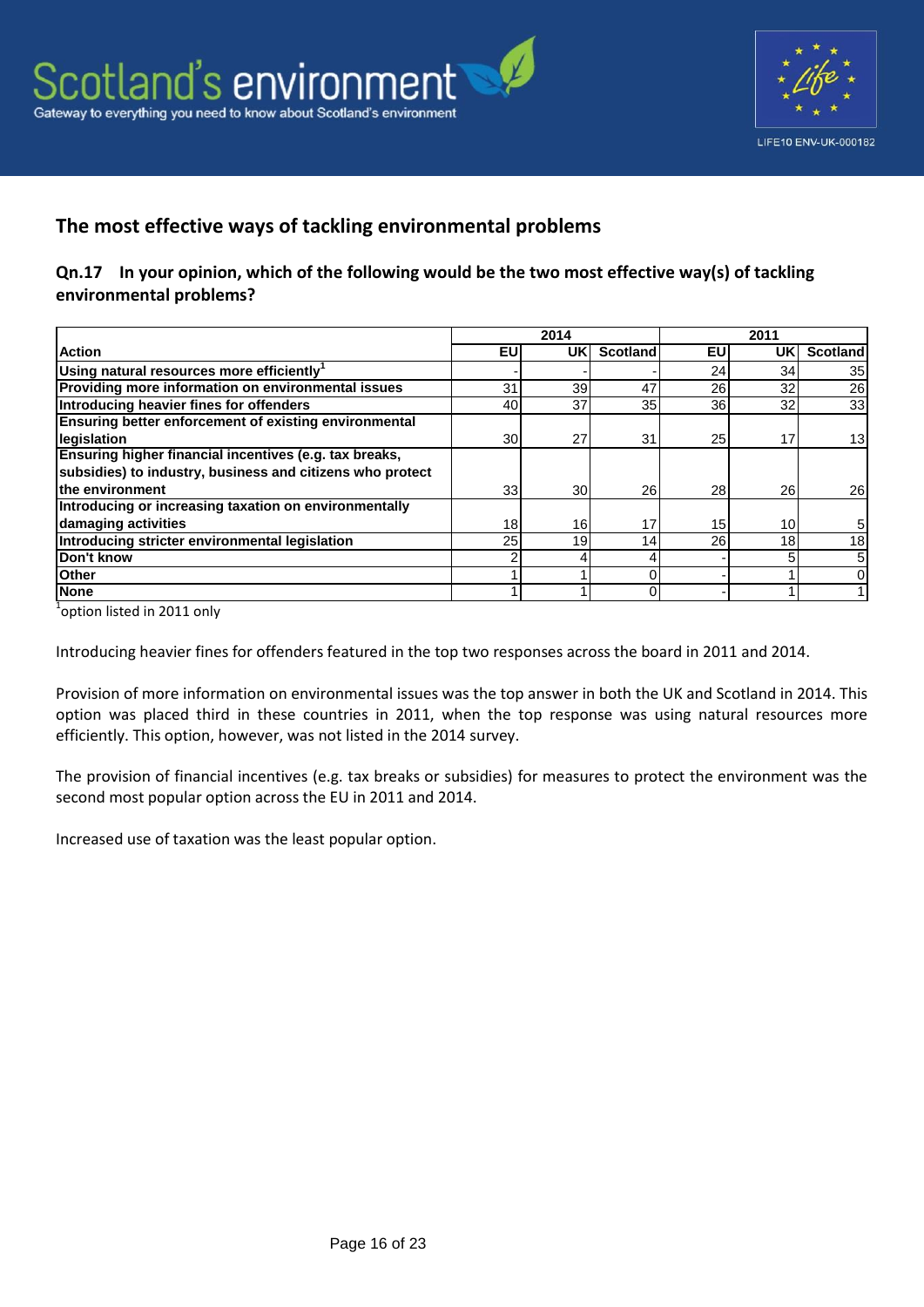## The most effective ways of tackling environmental problems

### Qn.17 In your opinion, which of the following would be the two most effective way(s) of tackling environmental problems?

| Action | 2014 | | | 2011 | | |
|---|---|---|---|---|---|---|
| | EU | UK | Scotland | EU | UK | Scotland |
| Using natural resources more efficiently[1] | - | - | - | 24 | 34 | 35 |
| Providing more information on environmental issues | 31 | 39 | 47 | 26 | 32 | 26 |
| Introducing heavier fines for offenders | 40 | 37 | 35 | 36 | 32 | 33 |
| Ensuring better enforcement of existing environmental legislation | 30 | 27 | 31 | 25 | 17 | 13 |
| Ensuring higher financial incentives (e.g. tax breaks, subsidies) to industry, business and citizens who protect the environment | 33 | 30 | 26 | 28 | 26 | 26 |
| Introducing or increasing taxation on environmentally damaging activities | 18 | 16 | 17 | 15 | 10 | 5 |
| Introducing stricter environmental legislation | 25 | 19 | 14 | 26 | 18 | 18 |
| Don't know | 2 | 4 | 4 | - | 5 | 5 |
| Other | 1 | 1 | 0 | - | 1 | 0 |
| None | 1 | 1 | 0 | - | 1 | 1 |

[1]option listed in 2011 only

Introducing heavier fines for offenders featured in the top two responses across the board in 2011 and 2014.

Provision of more information on environmental issues was the top answer in both the UK and Scotland in 2014. This option was placed third in these countries in 2011, when the top response was using natural resources more efficiently. This option, however, was not listed in the 2014 survey.

The provision of financial incentives (e.g. tax breaks or subsidies) for measures to protect the environment was the second most popular option across the EU in 2011 and 2014.

Increased use of taxation was the least popular option.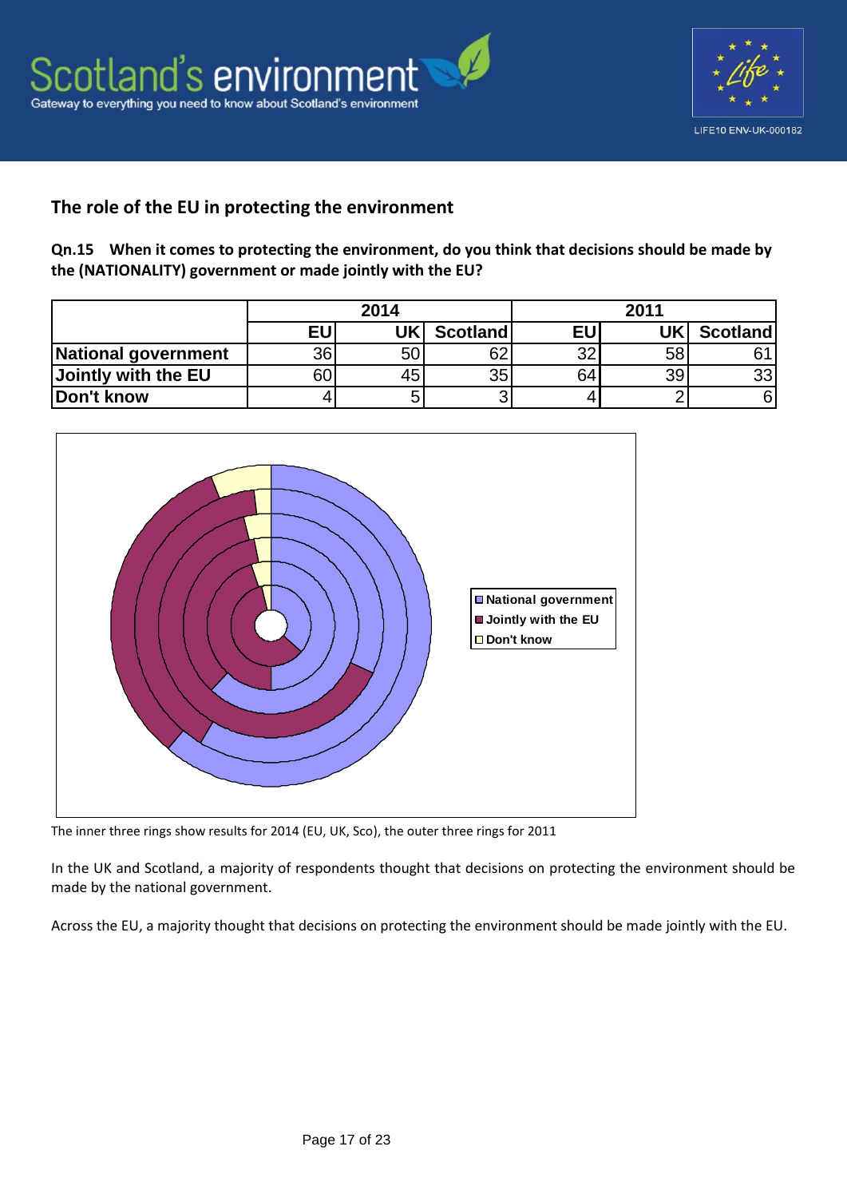## The role of the EU in protecting the environment

**Qn.15 When it comes to protecting the environment, do you think that decisions should be made by the (NATIONALITY) government or made jointly with the EU?**

| | 2014 | | | 2011 | | |
|---|---|---|---|---|---|---|
| | EU | UK | Scotland | EU | UK | Scotland |
| **National government** | 36 | 50 | 62 | 32 | 58 | 61 |
| **Jointly with the EU** | 60 | 45 | 35 | 64 | 39 | 33 |
| **Don't know** | 4 | 5 | 3 | 4 | 2 | 6 |

The inner three rings show results for 2014 (EU, UK, Sco), the outer three rings for 2011

In the UK and Scotland, a majority of respondents thought that decisions on protecting the environment should be made by the national government.

Across the EU, a majority thought that decisions on protecting the environment should be made jointly with the EU.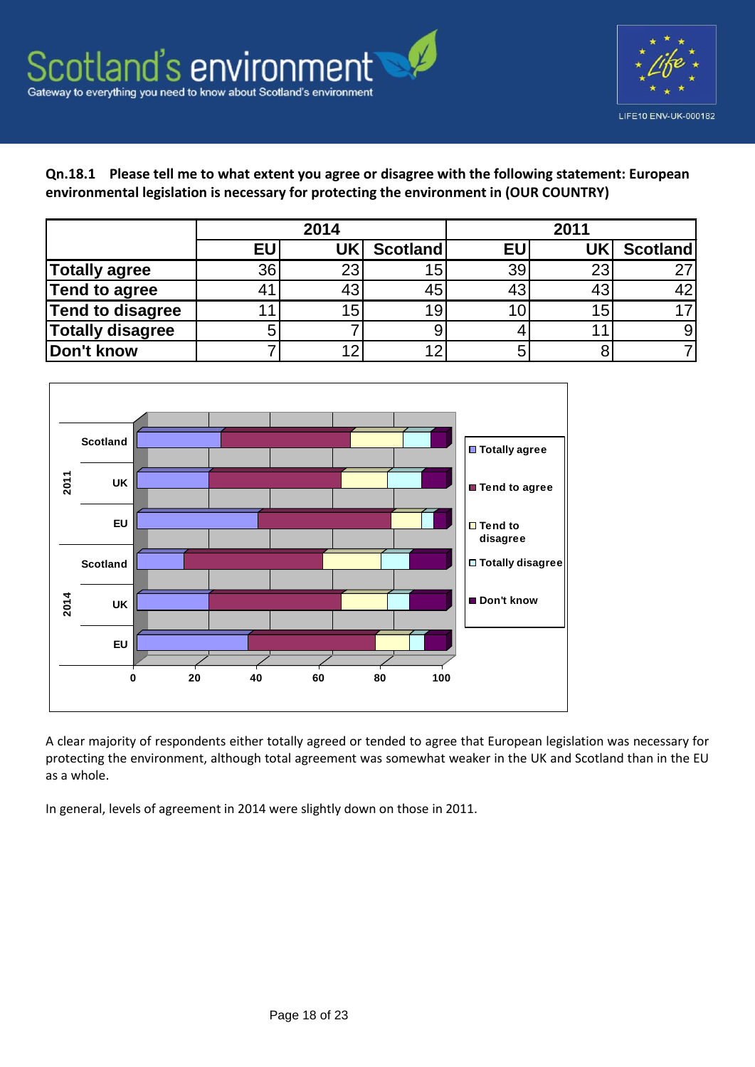**Qn.18.1 Please tell me to what extent you agree or disagree with the following statement: European environmental legislation is necessary for protecting the environment in (OUR COUNTRY)**

| | 2014 | | | 2011 | | |
|---|---|---|---|---|---|---|
| | EU | UK | Scotland | EU | UK | Scotland |
| Totally agree | 36 | 23 | 15 | 39 | 23 | 27 |
| Tend to agree | 41 | 43 | 45 | 43 | 43 | 42 |
| Tend to disagree | 11 | 15 | 19 | 10 | 15 | 17 |
| Totally disagree | 5 | 7 | 9 | 4 | 11 | 9 |
| Don't know | 7 | 12 | 12 | 5 | 8 | 7 |

A clear majority of respondents either totally agreed or tended to agree that European legislation was necessary for protecting the environment, although total agreement was somewhat weaker in the UK and Scotland than in the EU as a whole.

In general, levels of agreement in 2014 were slightly down on those in 2011.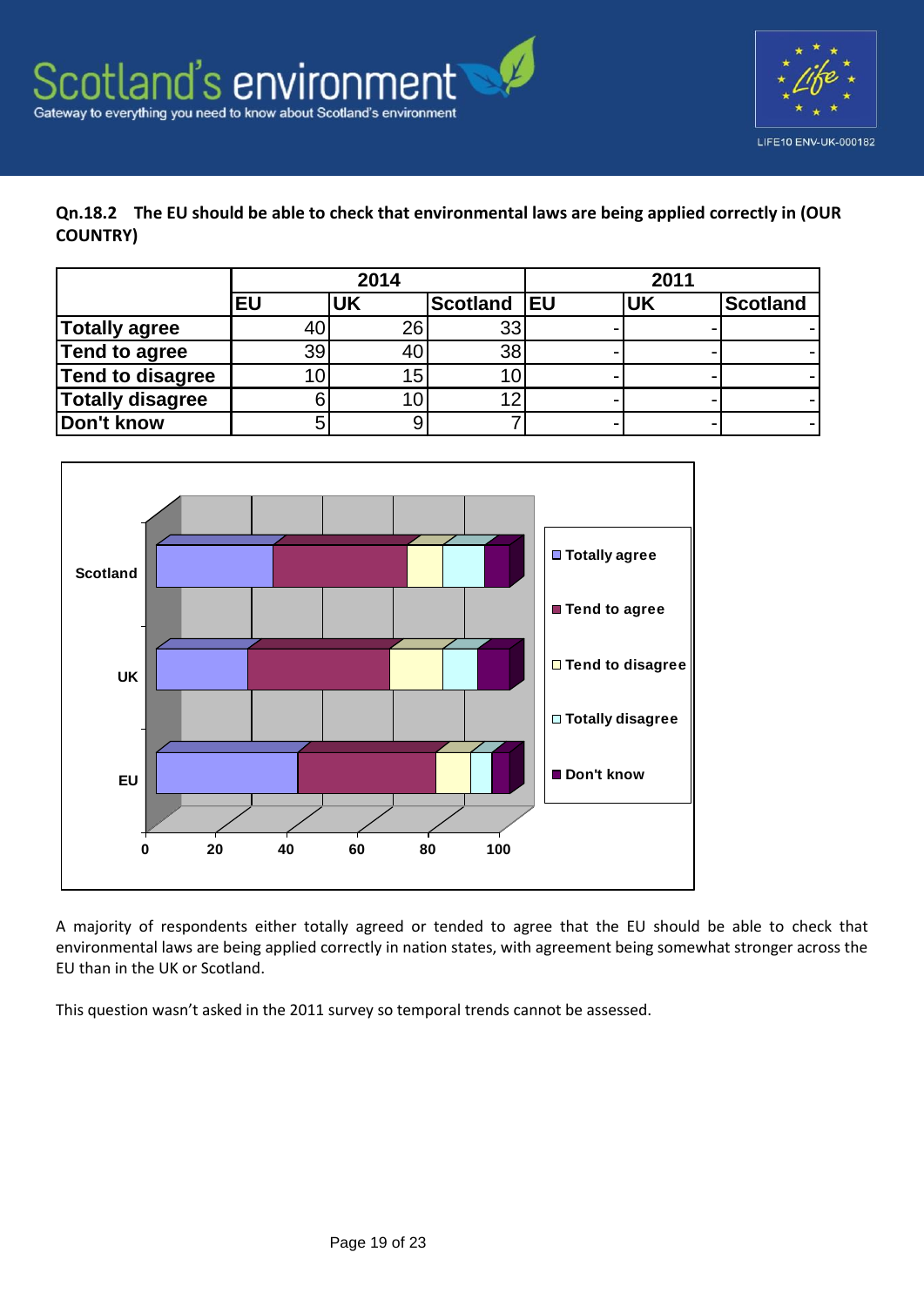**Qn.18.2 The EU should be able to check that environmental laws are being applied correctly in (OUR COUNTRY)**

| | 2014 | | | 2011 | | |
|---|---|---|---|---|---|---|
| | EU | UK | Scotland | EU | UK | Scotland |
| Totally agree | 40 | 26 | 33 | - | - | - |
| Tend to agree | 39 | 40 | 38 | - | - | - |
| Tend to disagree | 10 | 15 | 10 | - | - | - |
| Totally disagree | 6 | 10 | 12 | - | - | - |
| Don't know | 5 | 9 | 7 | - | - | - |

A majority of respondents either totally agreed or tended to agree that the EU should be able to check that environmental laws are being applied correctly in nation states, with agreement being somewhat stronger across the EU than in the UK or Scotland.

This question wasn't asked in the 2011 survey so temporal trends cannot be assessed.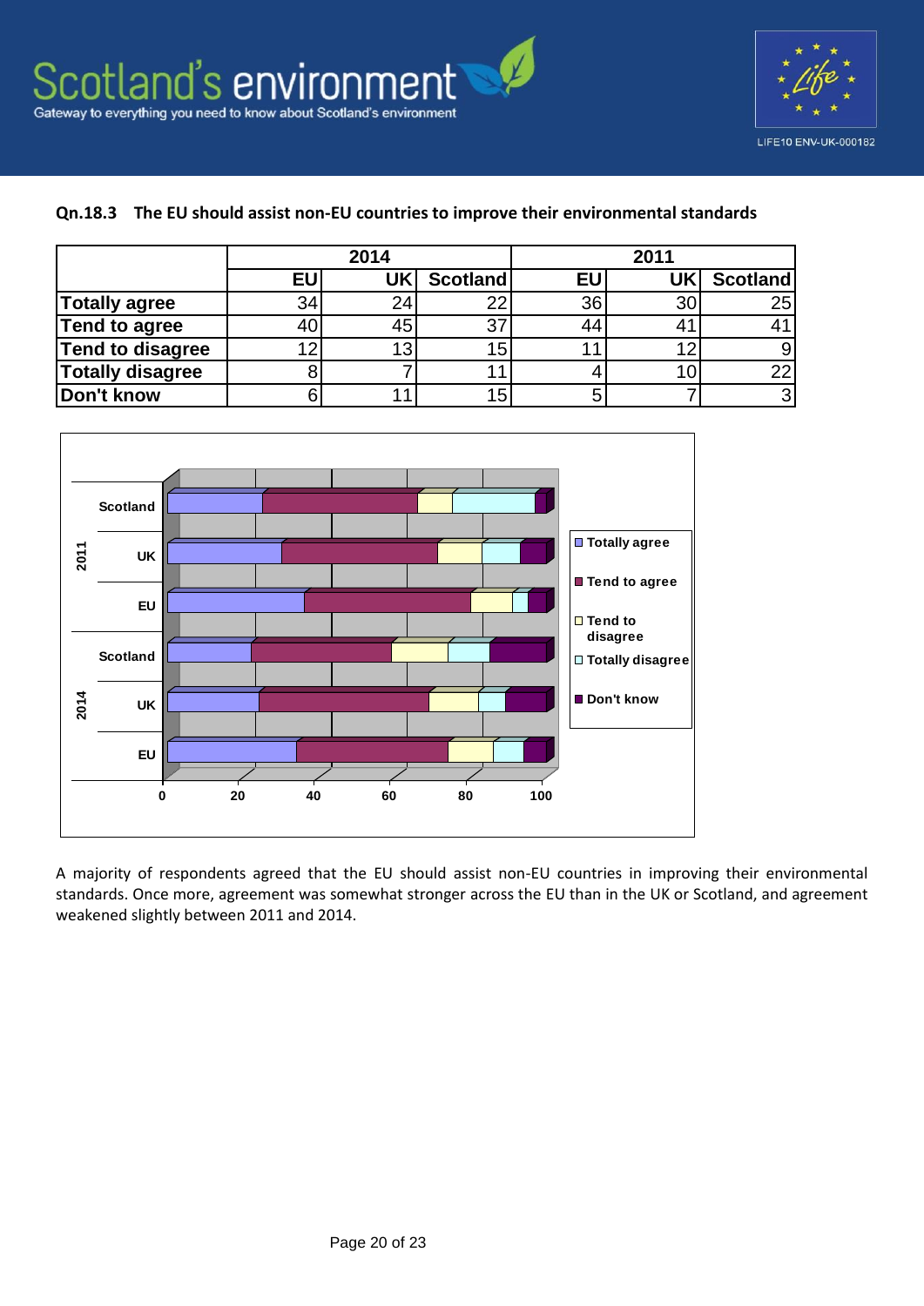**Qn.18.3 The EU should assist non-EU countries to improve their environmental standards**

| | 2014 | | | 2011 | | |
|---|---|---|---|---|---|---|
| | EU | UK | Scotland | EU | UK | Scotland |
| Totally agree | 34 | 24 | 22 | 36 | 30 | 25 |
| Tend to agree | 40 | 45 | 37 | 44 | 41 | 41 |
| Tend to disagree | 12 | 13 | 15 | 11 | 12 | 9 |
| Totally disagree | 8 | 7 | 11 | 4 | 10 | 22 |
| Don't know | 6 | 11 | 15 | 5 | 7 | 3 |

A majority of respondents agreed that the EU should assist non-EU countries in improving their environmental standards. Once more, agreement was somewhat stronger across the EU than in the UK or Scotland, and agreement weakened slightly between 2011 and 2014.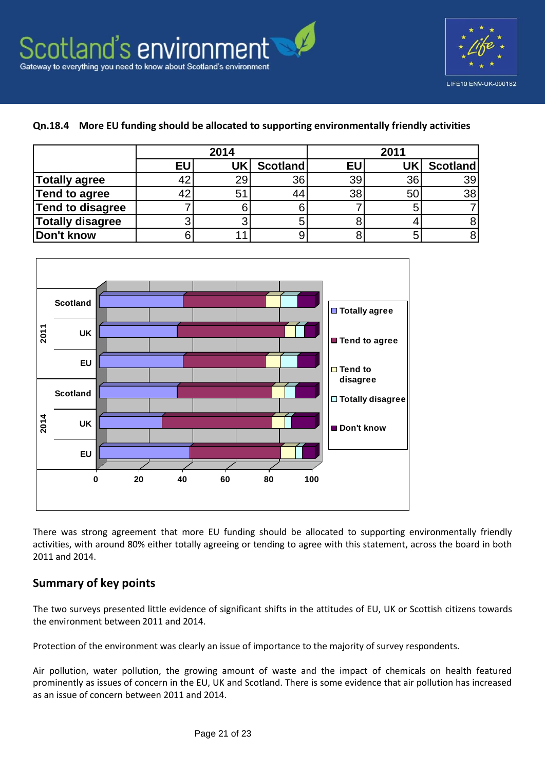**Qn.18.4 More EU funding should be allocated to supporting environmentally friendly activities**

| | 2014 | | | 2011 | | |
|---|---|---|---|---|---|---|
| | EU | UK | Scotland | EU | UK | Scotland |
| Totally agree | 42 | 29 | 36 | 39 | 36 | 39 |
| Tend to agree | 42 | 51 | 44 | 38 | 50 | 38 |
| Tend to disagree | 7 | 6 | 6 | 7 | 5 | 7 |
| Totally disagree | 3 | 3 | 5 | 8 | 4 | 8 |
| Don't know | 6 | 11 | 9 | 8 | 5 | 8 |

There was strong agreement that more EU funding should be allocated to supporting environmentally friendly activities, with around 80% either totally agreeing or tending to agree with this statement, across the board in both 2011 and 2014.

## Summary of key points

The two surveys presented little evidence of significant shifts in the attitudes of EU, UK or Scottish citizens towards the environment between 2011 and 2014.

Protection of the environment was clearly an issue of importance to the majority of survey respondents.

Air pollution, water pollution, the growing amount of waste and the impact of chemicals on health featured prominently as issues of concern in the EU, UK and Scotland. There is some evidence that air pollution has increased as an issue of concern between 2011 and 2014.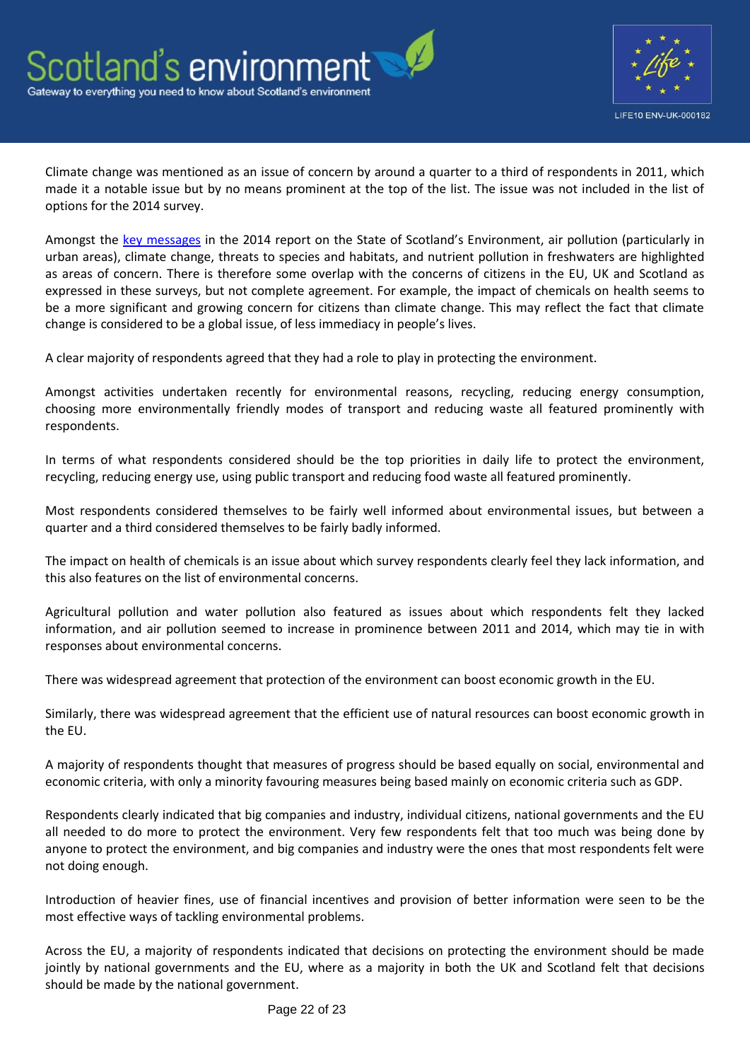Climate change was mentioned as an issue of concern by around a quarter to a third of respondents in 2011, which made it a notable issue but by no means prominent at the top of the list. The issue was not included in the list of options for the 2014 survey.

Amongst the key messages in the 2014 report on the State of Scotland's Environment, air pollution (particularly in urban areas), climate change, threats to species and habitats, and nutrient pollution in freshwaters are highlighted as areas of concern. There is therefore some overlap with the concerns of citizens in the EU, UK and Scotland as expressed in these surveys, but not complete agreement. For example, the impact of chemicals on health seems to be a more significant and growing concern for citizens than climate change. This may reflect the fact that climate change is considered to be a global issue, of less immediacy in people's lives.

A clear majority of respondents agreed that they had a role to play in protecting the environment.

Amongst activities undertaken recently for environmental reasons, recycling, reducing energy consumption, choosing more environmentally friendly modes of transport and reducing waste all featured prominently with respondents.

In terms of what respondents considered should be the top priorities in daily life to protect the environment, recycling, reducing energy use, using public transport and reducing food waste all featured prominently.

Most respondents considered themselves to be fairly well informed about environmental issues, but between a quarter and a third considered themselves to be fairly badly informed.

The impact on health of chemicals is an issue about which survey respondents clearly feel they lack information, and this also features on the list of environmental concerns.

Agricultural pollution and water pollution also featured as issues about which respondents felt they lacked information, and air pollution seemed to increase in prominence between 2011 and 2014, which may tie in with responses about environmental concerns.

There was widespread agreement that protection of the environment can boost economic growth in the EU.

Similarly, there was widespread agreement that the efficient use of natural resources can boost economic growth in the EU.

A majority of respondents thought that measures of progress should be based equally on social, environmental and economic criteria, with only a minority favouring measures being based mainly on economic criteria such as GDP.

Respondents clearly indicated that big companies and industry, individual citizens, national governments and the EU all needed to do more to protect the environment. Very few respondents felt that too much was being done by anyone to protect the environment, and big companies and industry were the ones that most respondents felt were not doing enough.

Introduction of heavier fines, use of financial incentives and provision of better information were seen to be the most effective ways of tackling environmental problems.

Across the EU, a majority of respondents indicated that decisions on protecting the environment should be made jointly by national governments and the EU, where as a majority in both the UK and Scotland felt that decisions should be made by the national government.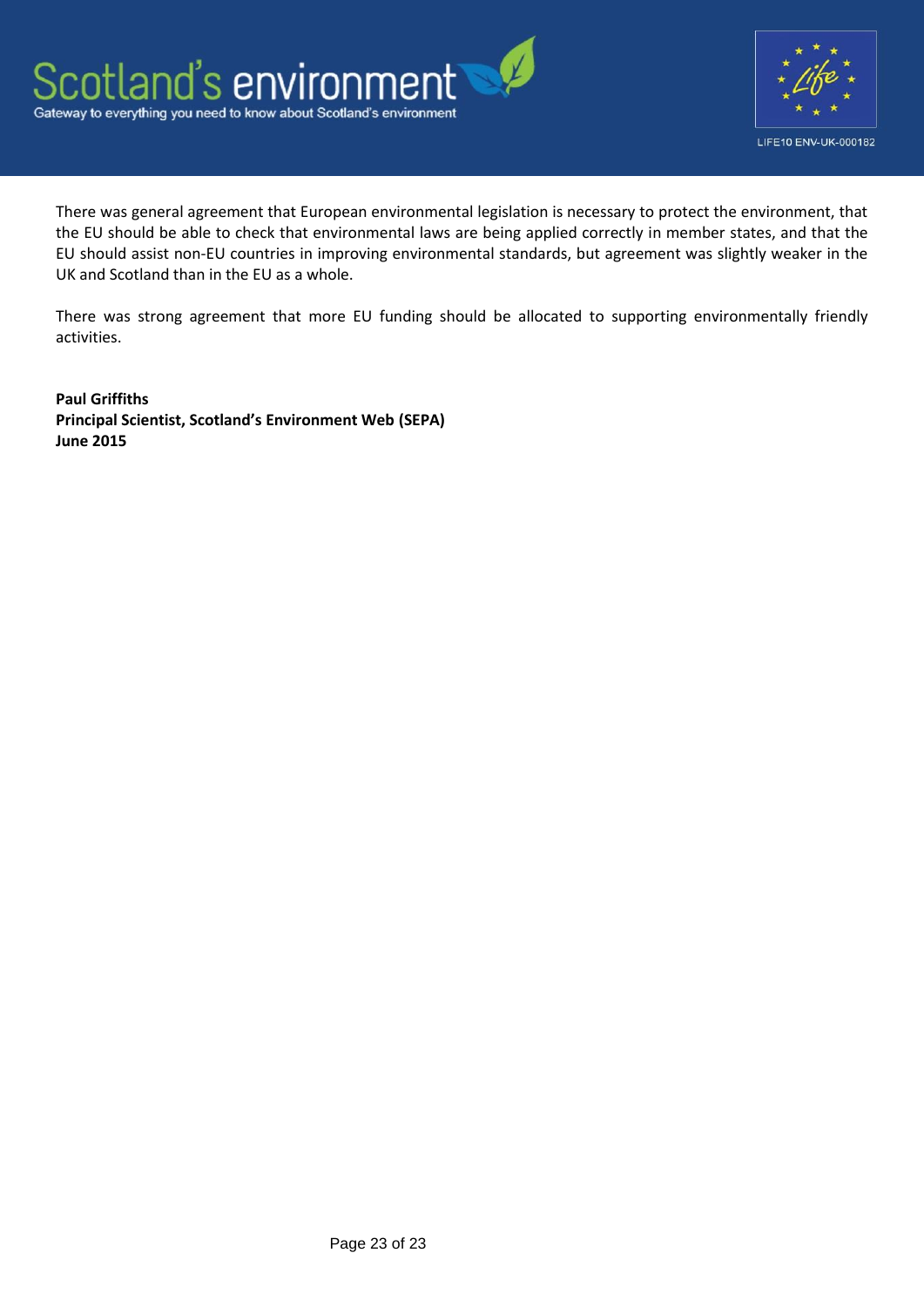There was general agreement that European environmental legislation is necessary to protect the environment, that the EU should be able to check that environmental laws are being applied correctly in member states, and that the EU should assist non-EU countries in improving environmental standards, but agreement was slightly weaker in the UK and Scotland than in the EU as a whole.

There was strong agreement that more EU funding should be allocated to supporting environmentally friendly activities.

**Paul Griffiths**
**Principal Scientist, Scotland's Environment Web (SEPA)**
**June 2015**